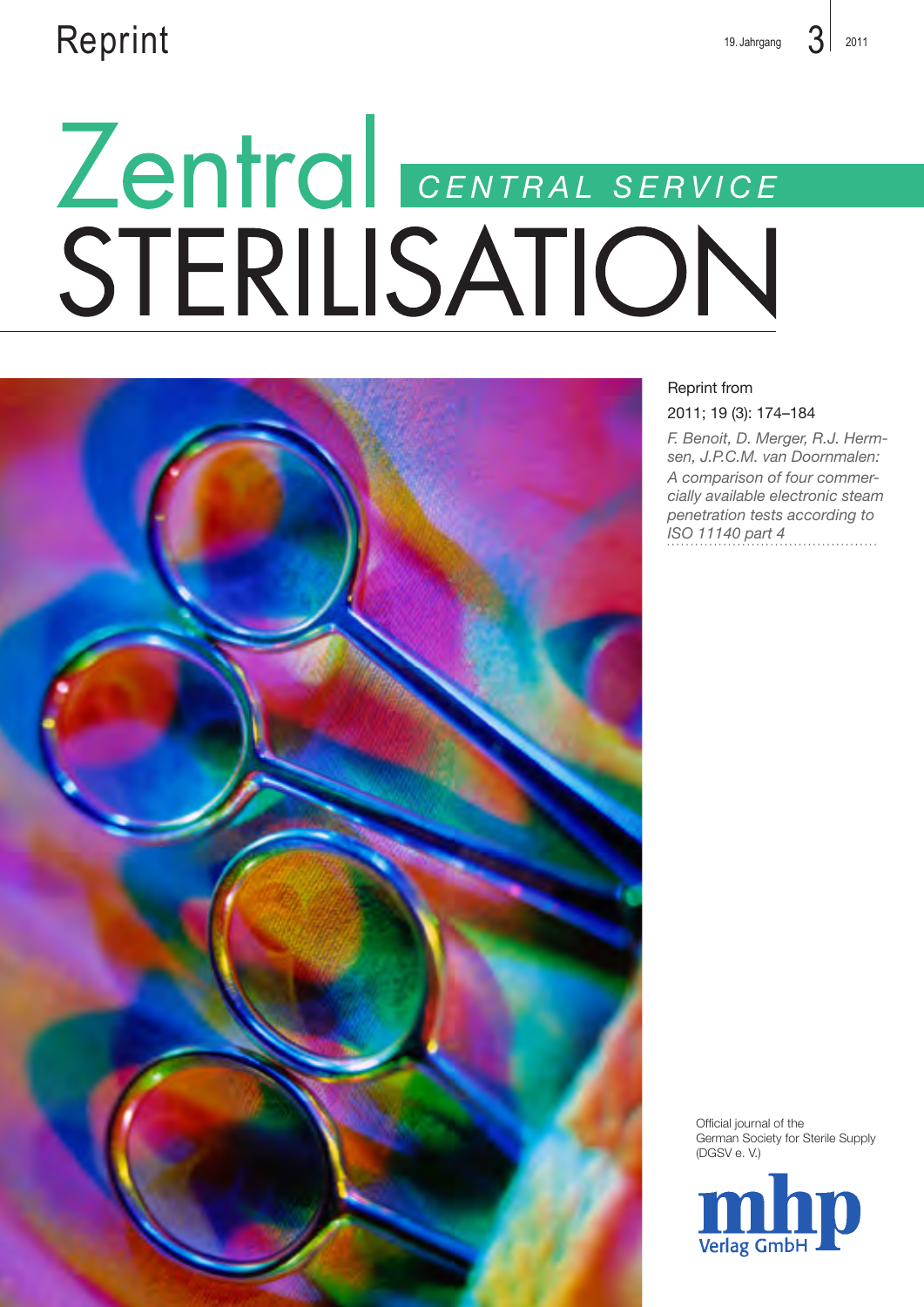Reprint

19. Jahrgang 3 2011

# Zentral STERILISATION

CENTRAL SERVICE

Reprint from

2011; 19 (3): 174–184

*F. Benoit, D. Merger, R.J. Hermsen, J.P.C.M. van Doornmalen: A comparison of four commercially available electronic steam penetration tests according to ISO 11140 part 4*

Official journal of the German Society for Sterile Supply (DGSV e. V.)

mhp Verlag GmbH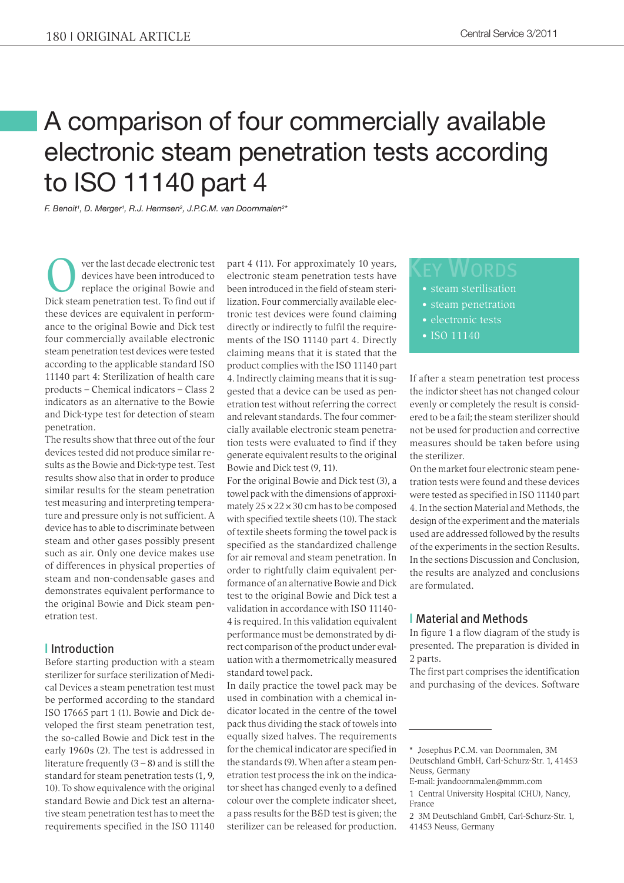# A comparison of four commercially available electronic steam penetration tests according to ISO 11140 part 4

*F. Benoit[1], D. Merger[1], R.J. Hermsen[2], J.P.C.M. van Doornmalen[2]\**

Over the last decade electronic test devices have been introduced to replace the original Bowie and Dick steam penetration test. To find out if these devices are equivalent in performance to the original Bowie and Dick test four commercially available electronic steam penetration test devices were tested according to the applicable standard ISO 11140 part 4: Sterilization of health care products – Chemical indicators – Class 2 indicators as an alternative to the Bowie and Dick-type test for detection of steam penetration.

The results show that three out of the four devices tested did not produce similar results as the Bowie and Dick-type test. Test results show also that in order to produce similar results for the steam penetration test measuring and interpreting temperature and pressure only is not sufficient. A device has to able to discriminate between steam and other gases possibly present such as air. Only one device makes use of differences in physical properties of steam and non-condensable gases and demonstrates equivalent performance to the original Bowie and Dick steam penetration test.

## Key Words

- steam sterilisation
- steam penetration
- electronic tests
- ISO 11140

## Introduction

Before starting production with a steam sterilizer for surface sterilization of Medical Devices a steam penetration test must be performed according to the standard ISO 17665 part 1 (1). Bowie and Dick developed the first steam penetration test, the so-called Bowie and Dick test in the early 1960s (2). The test is addressed in literature frequently (3 – 8) and is still the standard for steam penetration tests (1, 9, 10). To show equivalence with the original standard Bowie and Dick test an alternative steam penetration test has to meet the requirements specified in the ISO 11140 part 4 (11). For approximately 10 years, electronic steam penetration tests have been introduced in the field of steam sterilization. Four commercially available electronic test devices were found claiming directly or indirectly to fulfil the requirements of the ISO 11140 part 4. Directly claiming means that it is stated that the product complies with the ISO 11140 part 4. Indirectly claiming means that it is suggested that a device can be used as penetration test without referring the correct and relevant standards. The four commercially available electronic steam penetration tests were evaluated to find if they generate equivalent results to the original Bowie and Dick test (9, 11).

For the original Bowie and Dick test (3), a towel pack with the dimensions of approximately 25 × 22 × 30 cm has to be composed with specified textile sheets (10). The stack of textile sheets forming the towel pack is specified as the standardized challenge for air removal and steam penetration. In order to rightfully claim equivalent performance of an alternative Bowie and Dick test to the original Bowie and Dick test a validation in accordance with ISO 11140-4 is required. In this validation equivalent performance must be demonstrated by direct comparison of the product under evaluation with a thermometrically measured standard towel pack.

In daily practice the towel pack may be used in combination with a chemical indicator located in the centre of the towel pack thus dividing the stack of towels into equally sized halves. The requirements for the chemical indicator are specified in the standards (9). When after a steam penetration test process the ink on the indicator sheet has changed evenly to a defined colour over the complete indicator sheet, a pass results for the B&D test is given; the sterilizer can be released for production. If after a steam penetration test process the indictor sheet has not changed colour evenly or completely the result is considered to be a fail; the steam sterilizer should not be used for production and corrective measures should be taken before using the sterilizer.

On the market four electronic steam penetration tests were found and these devices were tested as specified in ISO 11140 part 4. In the section Material and Methods, the design of the experiment and the materials used are addressed followed by the results of the experiments in the section Results. In the sections Discussion and Conclusion, the results are analyzed and conclusions are formulated.

## Material and Methods

In figure 1 a flow diagram of the study is presented. The preparation is divided in 2 parts.

The first part comprises the identification and purchasing of the devices. Software

---

\* Josephus P.C.M. van Doornmalen, 3M Deutschland GmbH, Carl-Schurz-Str. 1, 41453 Neuss, Germany
E-mail: jvandoornmalen@mmm.com

1 Central University Hospital (CHU), Nancy, France

2 3M Deutschland GmbH, Carl-Schurz-Str. 1, 41453 Neuss, Germany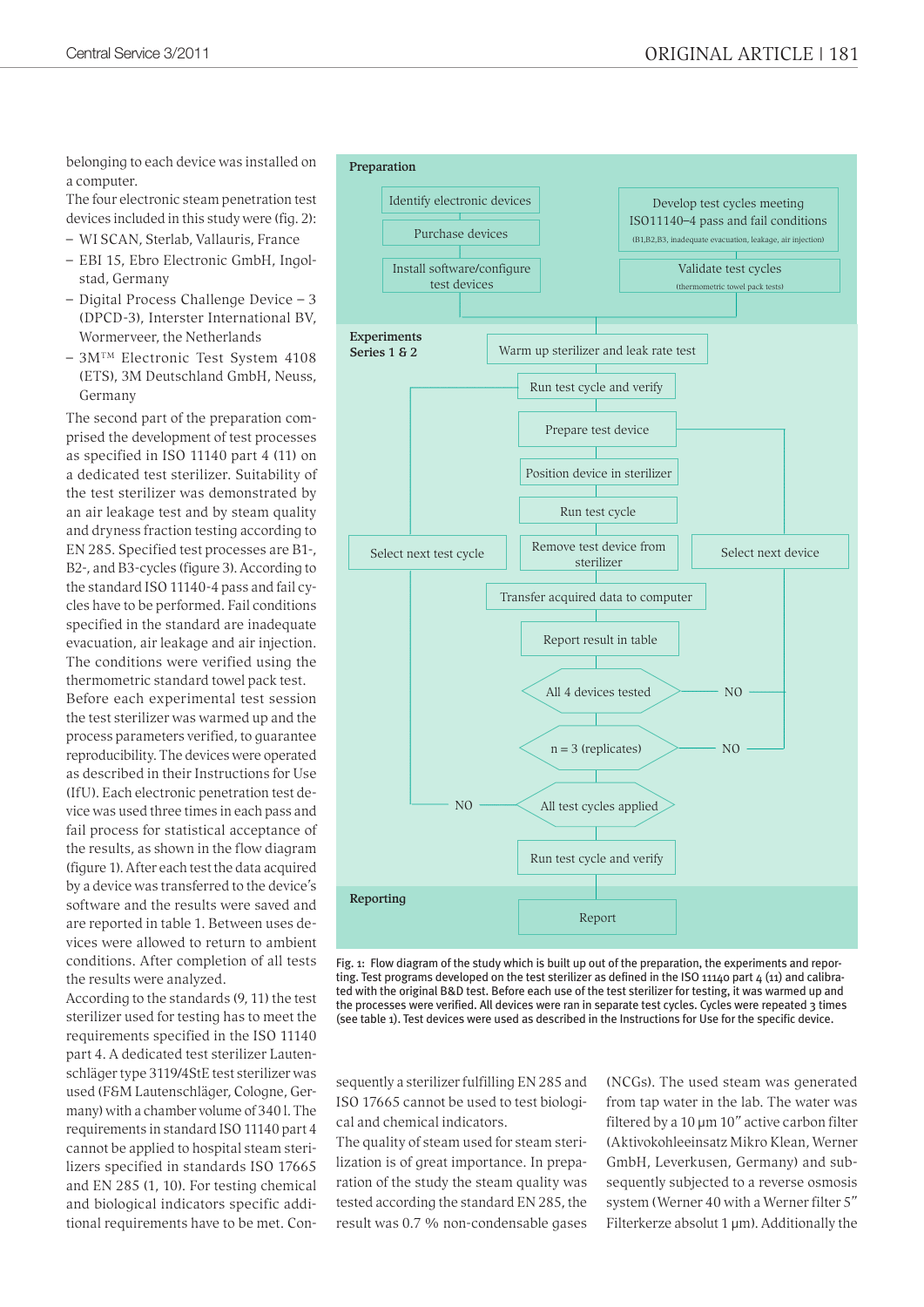belonging to each device was installed on a computer.

The four electronic steam penetration test devices included in this study were (fig. 2):

- WI SCAN, Sterlab, Vallauris, France
- EBI 15, Ebro Electronic GmbH, Ingolstad, Germany
- Digital Process Challenge Device – 3 (DPCD-3), Interster International BV, Wormerveer, the Netherlands
- 3M™ Electronic Test System 4108 (ETS), 3M Deutschland GmbH, Neuss, Germany

The second part of the preparation comprised the development of test processes as specified in ISO 11140 part 4 (11) on a dedicated test sterilizer. Suitability of the test sterilizer was demonstrated by an air leakage test and by steam quality and dryness fraction testing according to EN 285. Specified test processes are B1-, B2-, and B3-cycles (figure 3). According to the standard ISO 11140-4 pass and fail cycles have to be performed. Fail conditions specified in the standard are inadequate evacuation, air leakage and air injection. The conditions were verified using the thermometric standard towel pack test.

Before each experimental test session the test sterilizer was warmed up and the process parameters verified, to guarantee reproducibility. The devices were operated as described in their Instructions for Use (IfU). Each electronic penetration test device was used three times in each pass and fail process for statistical acceptance of the results, as shown in the flow diagram (figure 1). After each test the data acquired by a device was transferred to the device's software and the results were saved and are reported in table 1. Between uses devices were allowed to return to ambient conditions. After completion of all tests the results were analyzed.

According to the standards (9, 11) the test sterilizer used for testing has to meet the requirements specified in the ISO 11140 part 4. A dedicated test sterilizer Lautenschläger type 3119/4StE test sterilizer was used (F&M Lautenschläger, Cologne, Germany) with a chamber volume of 340 l. The requirements in standard ISO 11140 part 4 cannot be applied to hospital steam sterilizers specified in standards ISO 17665 and EN 285 (1, 10). For testing chemical and biological indicators specific additional requirements have to be met. Consequently a sterilizer fulfilling EN 285 and ISO 17665 cannot be used to test biological and chemical indicators.

The quality of steam used for steam sterilization is of great importance. In preparation of the study the steam quality was tested according the standard EN 285, the result was 0.7 % non-condensable gases (NCGs). The used steam was generated from tap water in the lab. The water was filtered by a 10 µm 10" active carbon filter (Aktivokohleeinsatz Mikro Klean, Werner GmbH, Leverkusen, Germany) and subsequently subjected to a reverse osmosis system (Werner 40 with a Werner filter 5" Filterkerze absolut 1 µm). Additionally the

**Preparation**

- Identify electronic devices
- Purchase devices
- Install software/configure test devices
- Develop test cycles meeting ISO11140-4 pass and fail conditions (B1,B2,B3, inadequate evacuation, leakage, air injection)
- Validate test cycles (thermometric towel pack tests)

**Experiments Series 1 & 2**

- Warm up sterilizer and leak rate test
- Run test cycle and verify
- Prepare test device
- Position device in sterilizer
- Run test cycle
- Remove test device from sterilizer
- Transfer acquired data to computer
- Report result in table
- All 4 devices tested — NO → Select next device
- n = 3 (replicates) — NO → Select next device
- All test cycles applied — NO → Select next test cycle
- Run test cycle and verify

**Reporting**

- Report

Fig. 1: Flow diagram of the study which is built up out of the preparation, the experiments and reporting. Test programs developed on the test sterilizer as defined in the ISO 11140 part 4 (11) and calibrated with the original B&D test. Before each use of the test sterilizer for testing, it was warmed up and the processes were verified. All devices were ran in separate test cycles. Cycles were repeated 3 times (see table 1). Test devices were used as described in the Instructions for Use for the specific device.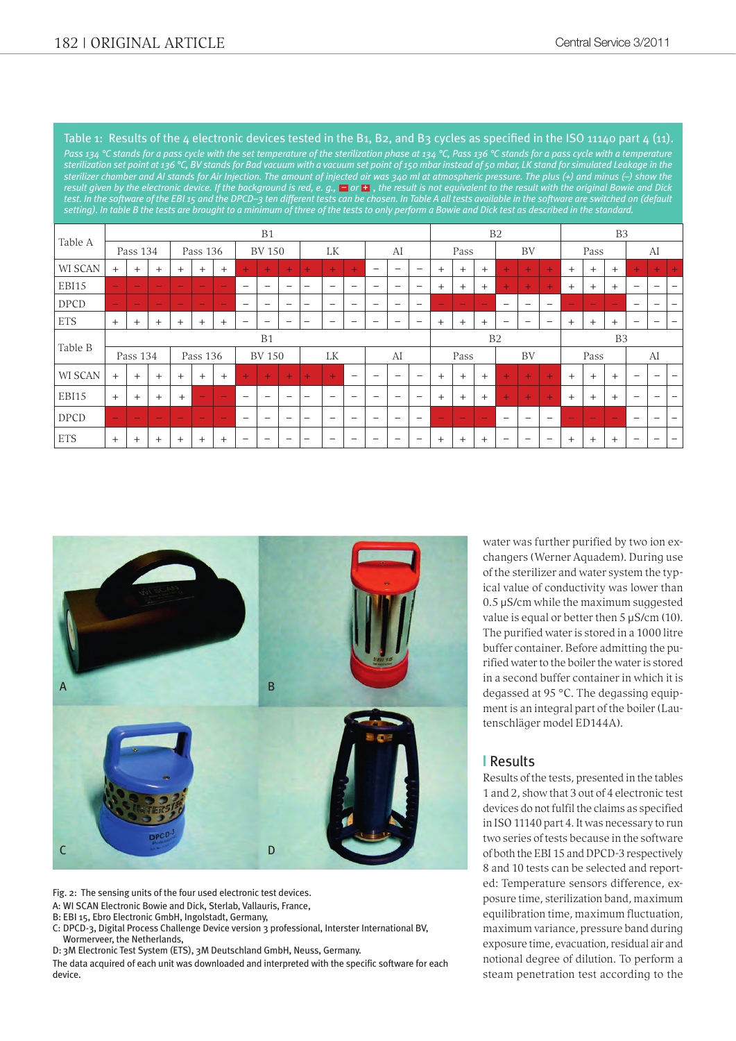**Table 1: Results of the 4 electronic devices tested in the B1, B2, and B3 cycles as specified in the ISO 11140 part 4 (11).**

*Pass 134 °C stands for a pass cycle with the set temperature of the sterilization phase at 134 °C, Pass 136 °C stands for a pass cycle with a temperature sterilization set point at 136 °C, BV stands for Bad vacuum with a vacuum set point of 150 mbar instead of 50 mbar, LK stand for simulated Leakage in the sterilizer chamber and AI stands for Air Injection. The amount of injected air was 340 ml at atmospheric pressure. The plus (+) and minus (–) show the result given by the electronic device. If the background is red, e. g., – or +, the result is not equivalent to the result with the original Bowie and Dick test. In the software of the EBI 15 and the DPCD–3 ten different tests can be chosen. In Table A all tests available in the software are switched on (default setting). In table B the tests are brought to a minimum of three of the tests to only perform a Bowie and Dick test as described in the standard.*

| Table A | B1 | | | | | | | | | | | | | | | B2 | | | | | | B3 | | | | | |
|---|---|---|---|---|---|---|---|---|---|---|---|---|---|---|---|---|---|---|---|---|---|---|---|---|---|---|---|
| | Pass 134 | | | Pass 136 | | | BV 150 | | | LK | | | AI | | | Pass | | | BV | | | Pass | | | AI | | |
| WI SCAN | + | + | + | + | + | + | + | + | + | + | + | + | – | – | – | + | + | + | + | + | + | + | + | + | + | + | + |
| EBI15 | – | – | – | – | – | – | – | – | – | – | – | – | – | – | – | + | + | + | + | + | + | + | + | + | – | – | – |
| DPCD | – | – | – | – | – | – | – | – | – | – | – | – | – | – | – | – | – | – | – | – | – | – | – | – | – | – | – |
| ETS | + | + | + | + | + | + | – | – | – | – | – | – | – | – | – | + | + | + | – | – | – | + | + | + | – | – | – |
| **Table B** | B1 | | | | | | | | | | | | | | | B2 | | | | | | B3 | | | | | |
| | Pass 134 | | | Pass 136 | | | BV 150 | | | LK | | | AI | | | Pass | | | BV | | | Pass | | | AI | | |
| WI SCAN | + | + | + | + | + | + | + | + | + | + | + | – | – | – | – | + | + | + | + | + | + | + | + | + | – | – | – |
| EBI15 | + | + | + | + | – | – | – | – | – | – | – | – | – | – | – | + | + | + | + | + | + | + | + | + | – | – | – |
| DPCD | – | – | – | – | – | – | – | – | – | – | – | – | – | – | – | – | – | – | – | – | – | – | – | – | – | – | – |
| ETS | + | + | + | + | + | + | – | – | – | – | – | – | – | – | – | + | + | + | – | – | – | + | + | + | – | – | – |

Fig. 2: The sensing units of the four used electronic test devices.
A: WI SCAN Electronic Bowie and Dick, Sterlab, Vallauris, France,
B: EBI 15, Ebro Electronic GmbH, Ingolstadt, Germany,
C: DPCD-3, Digital Process Challenge Device version 3 professional, Interster International BV, Wormerveer, the Netherlands,
D: 3M Electronic Test System (ETS), 3M Deutschland GmbH, Neuss, Germany.
The data acquired of each unit was downloaded and interpreted with the specific software for each device.

water was further purified by two ion exchangers (Werner Aquadem). During use of the sterilizer and water system the typical value of conductivity was lower than 0.5 µS/cm while the maximum suggested value is equal or better then 5 µS/cm (10). The purified water is stored in a 1000 litre buffer container. Before admitting the purified water to the boiler the water is stored in a second buffer container in which it is degassed at 95 °C. The degassing equipment is an integral part of the boiler (Lautenschläger model ED144A).

## Results

Results of the tests, presented in the tables 1 and 2, show that 3 out of 4 electronic test devices do not fulfil the claims as specified in ISO 11140 part 4. It was necessary to run two series of tests because in the software of both the EBI 15 and DPCD-3 respectively 8 and 10 tests can be selected and reported: Temperature sensors difference, exposure time, sterilization band, maximum equilibration time, maximum fluctuation, maximum variance, pressure band during exposure time, evacuation, residual air and notional degree of dilution. To perform a steam penetration test according to the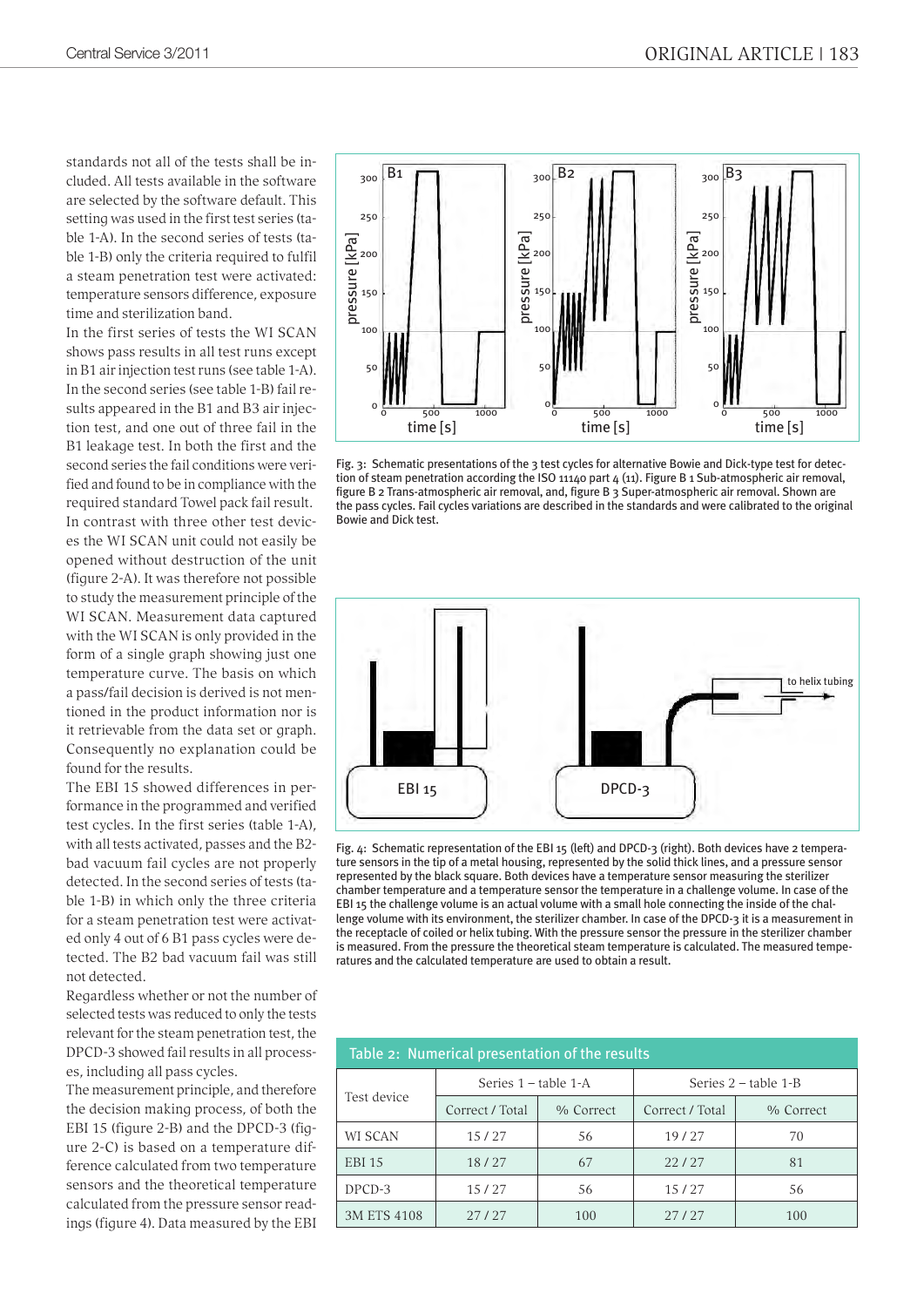standards not all of the tests shall be included. All tests available in the software are selected by the software default. This setting was used in the first test series (table 1-A). In the second series of tests (table 1-B) only the criteria required to fulfil a steam penetration test were activated: temperature sensors difference, exposure time and sterilization band.

In the first series of tests the WI SCAN shows pass results in all test runs except in B1 air injection test runs (see table 1-A). In the second series (see table 1-B) fail results appeared in the B1 and B3 air injection test, and one out of three fail in the B1 leakage test. In both the first and the second series the fail conditions were verified and found to be in compliance with the required standard Towel pack fail result.

In contrast with three other test devices the WI SCAN unit could not easily be opened without destruction of the unit (figure 2-A). It was therefore not possible to study the measurement principle of the WI SCAN. Measurement data captured with the WI SCAN is only provided in the form of a single graph showing just one temperature curve. The basis on which a pass/fail decision is derived is not mentioned in the product information nor is it retrievable from the data set or graph. Consequently no explanation could be found for the results.

The EBI 15 showed differences in performance in the programmed and verified test cycles. In the first series (table 1-A), with all tests activated, passes and the B2-bad vacuum fail cycles are not properly detected. In the second series of tests (table 1-B) in which only the three criteria for a steam penetration test were activated only 4 out of 6 B1 pass cycles were detected. The B2 bad vacuum fail was still not detected.

Regardless whether or not the number of selected tests was reduced to only the tests relevant for the steam penetration test, the DPCD-3 showed fail results in all processes, including all pass cycles.

The measurement principle, and therefore the decision making process, of both the EBI 15 (figure 2-B) and the DPCD-3 (figure 2-C) is based on a temperature difference calculated from two temperature sensors and the theoretical temperature calculated from the pressure sensor readings (figure 4). Data measured by the EBI

Fig. 3: Schematic presentations of the 3 test cycles for alternative Bowie and Dick-type test for detection of steam penetration according the ISO 11140 part 4 (11). Figure B 1 Sub-atmospheric air removal, figure B 2 Trans-atmospheric air removal, and, figure B 3 Super-atmospheric air removal. Shown are the pass cycles. Fail cycles variations are described in the standards and were calibrated to the original Bowie and Dick test.

Fig. 4: Schematic representation of the EBI 15 (left) and DPCD-3 (right). Both devices have 2 temperature sensors in the tip of a metal housing, represented by the solid thick lines, and a pressure sensor represented by the black square. Both devices have a temperature sensor measuring the sterilizer chamber temperature and a temperature sensor the temperature in a challenge volume. In case of the EBI 15 the challenge volume is an actual volume with a small hole connecting the inside of the challenge volume with its environment, the sterilizer chamber. In case of the DPCD-3 it is a measurement in the receptacle of coiled or helix tubing. With the pressure sensor the pressure in the sterilizer chamber is measured. From the pressure the theoretical steam temperature is calculated. The measured temperatures and the calculated temperature are used to obtain a result.

**Table 2: Numerical presentation of the results**

| Test device | Series 1 – table 1-A | | Series 2 – table 1-B | |
|---|---|---|---|---|
| | Correct / Total | % Correct | Correct / Total | % Correct |
| WI SCAN | 15 / 27 | 56 | 19 / 27 | 70 |
| EBI 15 | 18 / 27 | 67 | 22 / 27 | 81 |
| DPCD-3 | 15 / 27 | 56 | 15 / 27 | 56 |
| 3M ETS 4108 | 27 / 27 | 100 | 27 / 27 | 100 |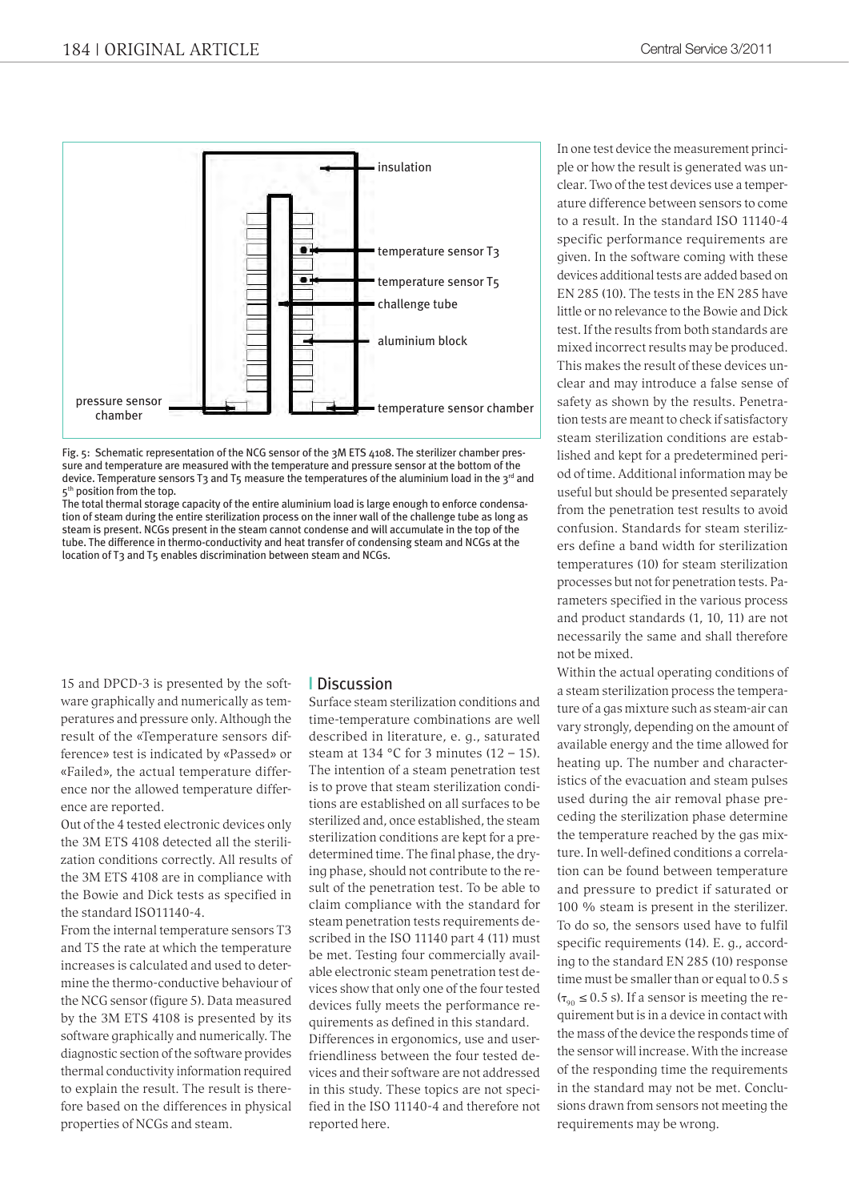Fig. 5: Schematic representation of the NCG sensor of the 3M ETS 4108. The sterilizer chamber pressure and temperature are measured with the temperature and pressure sensor at the bottom of the device. Temperature sensors T3 and T5 measure the temperatures of the aluminium load in the 3[rd] and 5[th] position from the top.
The total thermal storage capacity of the entire aluminium load is large enough to enforce condensation of steam during the entire sterilization process on the inner wall of the challenge tube as long as steam is present. NCGs present in the steam cannot condense and will accumulate in the top of the tube. The difference in thermo-conductivity and heat transfer of condensing steam and NCGs at the location of T3 and T5 enables discrimination between steam and NCGs.

15 and DPCD-3 is presented by the software graphically and numerically as temperatures and pressure only. Although the result of the «Temperature sensors difference» test is indicated by «Passed» or «Failed», the actual temperature difference nor the allowed temperature difference are reported.

Out of the 4 tested electronic devices only the 3M ETS 4108 detected all the sterilization conditions correctly. All results of the 3M ETS 4108 are in compliance with the Bowie and Dick tests as specified in the standard ISO11140-4.

From the internal temperature sensors T3 and T5 the rate at which the temperature increases is calculated and used to determine the thermo-conductive behaviour of the NCG sensor (figure 5). Data measured by the 3M ETS 4108 is presented by its software graphically and numerically. The diagnostic section of the software provides thermal conductivity information required to explain the result. The result is therefore based on the differences in physical properties of NCGs and steam.

## Discussion

Surface steam sterilization conditions and time-temperature combinations are well described in literature, e. g., saturated steam at 134 °C for 3 minutes (12 – 15). The intention of a steam penetration test is to prove that steam sterilization conditions are established on all surfaces to be sterilized and, once established, the steam sterilization conditions are kept for a predetermined time. The final phase, the drying phase, should not contribute to the result of the penetration test. To be able to claim compliance with the standard for steam penetration tests requirements described in the ISO 11140 part 4 (11) must be met. Testing four commercially available electronic steam penetration test devices show that only one of the four tested devices fully meets the performance requirements as defined in this standard.

Differences in ergonomics, use and user-friendliness between the four tested devices and their software are not addressed in this study. These topics are not specified in the ISO 11140-4 and therefore not reported here.

In one test device the measurement principle or how the result is generated was unclear. Two of the test devices use a temperature difference between sensors to come to a result. In the standard ISO 11140-4 specific performance requirements are given. In the software coming with these devices additional tests are added based on EN 285 (10). The tests in the EN 285 have little or no relevance to the Bowie and Dick test. If the results from both standards are mixed incorrect results may be produced. This makes the result of these devices unclear and may introduce a false sense of safety as shown by the results. Penetration tests are meant to check if satisfactory steam sterilization conditions are established and kept for a predetermined period of time. Additional information may be useful but should be presented separately from the penetration test results to avoid confusion. Standards for steam sterilizers define a band width for sterilization temperatures (10) for steam sterilization processes but not for penetration tests. Parameters specified in the various process and product standards (1, 10, 11) are not necessarily the same and shall therefore not be mixed.

Within the actual operating conditions of a steam sterilization process the temperature of a gas mixture such as steam-air can vary strongly, depending on the amount of available energy and the time allowed for heating up. The number and characteristics of the evacuation and steam pulses used during the air removal phase preceding the sterilization phase determine the temperature reached by the gas mixture. In well-defined conditions a correlation can be found between temperature and pressure to predict if saturated or 100 % steam is present in the sterilizer. To do so, the sensors used have to fulfil specific requirements (14). E. g., according to the standard EN 285 (10) response time must be smaller than or equal to 0.5 s ($\tau_{90} \leq 0.5$ s). If a sensor is meeting the requirement but is in a device in contact with the mass of the device the responds time of the sensor will increase. With the increase of the responding time the requirements in the standard may not be met. Conclusions drawn from sensors not meeting the requirements may be wrong.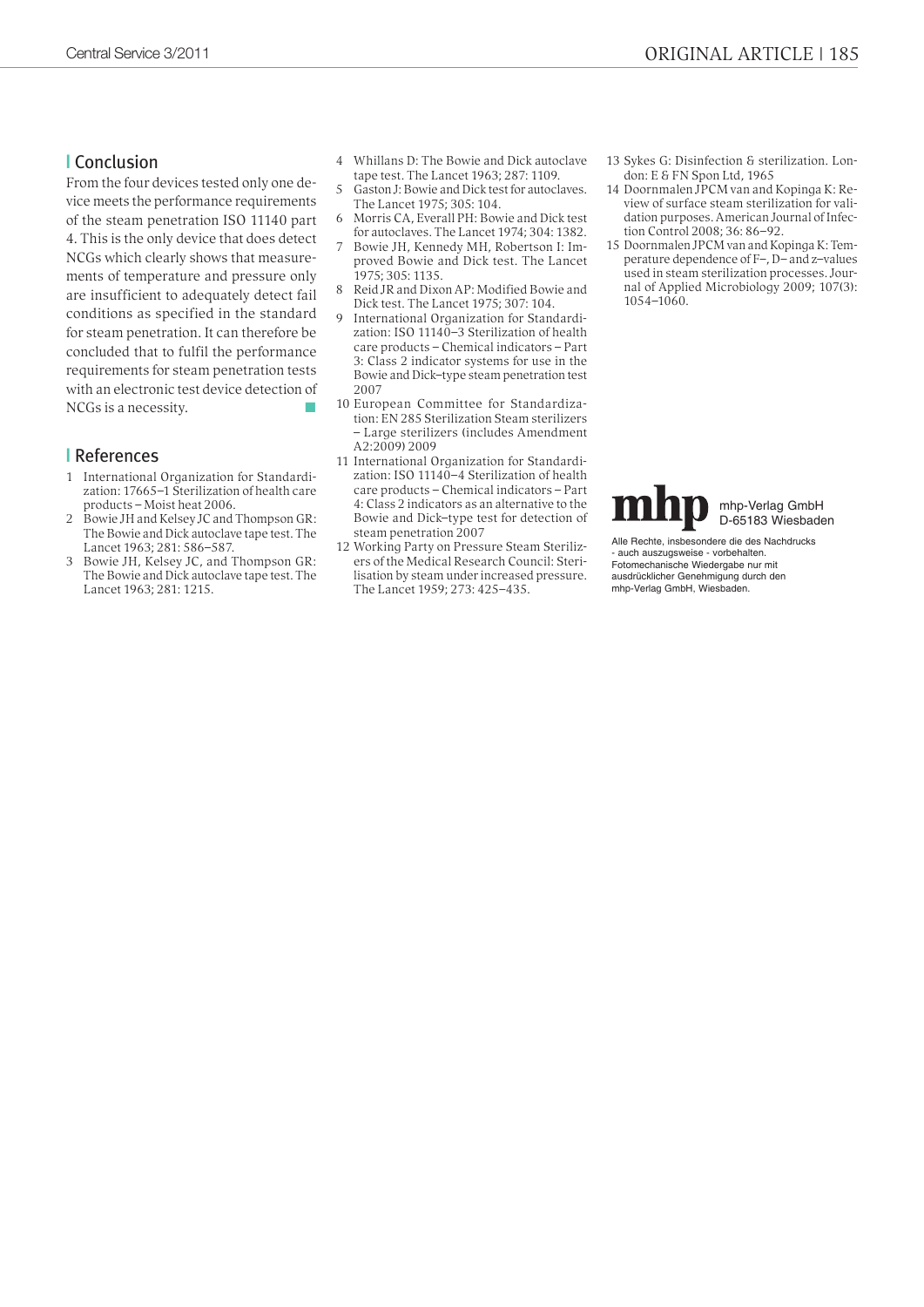## Conclusion

From the four devices tested only one device meets the performance requirements of the steam penetration ISO 11140 part 4. This is the only device that does detect NCGs which clearly shows that measurements of temperature and pressure only are insufficient to adequately detect fail conditions as specified in the standard for steam penetration. It can therefore be concluded that to fulfil the performance requirements for steam penetration tests with an electronic test device detection of NCGs is a necessity.

## References

1. International Organization for Standardization: 17665–1 Sterilization of health care products – Moist heat 2006.
2. Bowie JH and Kelsey JC and Thompson GR: The Bowie and Dick autoclave tape test. The Lancet 1963; 281: 586–587.
3. Bowie JH, Kelsey JC, and Thompson GR: The Bowie and Dick autoclave tape test. The Lancet 1963; 281: 1215.
4. Whillans D: The Bowie and Dick autoclave tape test. The Lancet 1963; 287: 1109.
5. Gaston J: Bowie and Dick test for autoclaves. The Lancet 1975; 305: 104.
6. Morris CA, Everall PH: Bowie and Dick test for autoclaves. The Lancet 1974; 304: 1382.
7. Bowie JH, Kennedy MH, Robertson I: Improved Bowie and Dick test. The Lancet 1975; 305: 1135.
8. Reid JR and Dixon AP: Modified Bowie and Dick test. The Lancet 1975; 307: 104.
9. International Organization for Standardization: ISO 11140–3 Sterilization of health care products – Chemical indicators – Part 3: Class 2 indicator systems for use in the Bowie and Dick–type steam penetration test 2007
10. European Committee for Standardization: EN 285 Sterilization Steam sterilizers – Large sterilizers (includes Amendment A2:2009) 2009
11. International Organization for Standardization: ISO 11140–4 Sterilization of health care products – Chemical indicators – Part 4: Class 2 indicators as an alternative to the Bowie and Dick–type test for detection of steam penetration 2007
12. Working Party on Pressure Steam Sterilizers of the Medical Research Council: Sterilisation by steam under increased pressure. The Lancet 1959; 273: 425–435.
13. Sykes G: Disinfection & sterilization. London: E & FN Spon Ltd, 1965
14. Doornmalen JPCM van and Kopinga K: Review of surface steam sterilization for validation purposes. American Journal of Infection Control 2008; 36: 86–92.
15. Doornmalen JPCM van and Kopinga K: Temperature dependence of F–, D– and z–values used in steam sterilization processes. Journal of Applied Microbiology 2009; 107(3): 1054–1060.

mhp-Verlag GmbH
D-65183 Wiesbaden

Alle Rechte, insbesondere die des Nachdrucks - auch auszugsweise - vorbehalten. Fotomechanische Wiedergabe nur mit ausdrücklicher Genehmigung durch den mhp-Verlag GmbH, Wiesbaden.